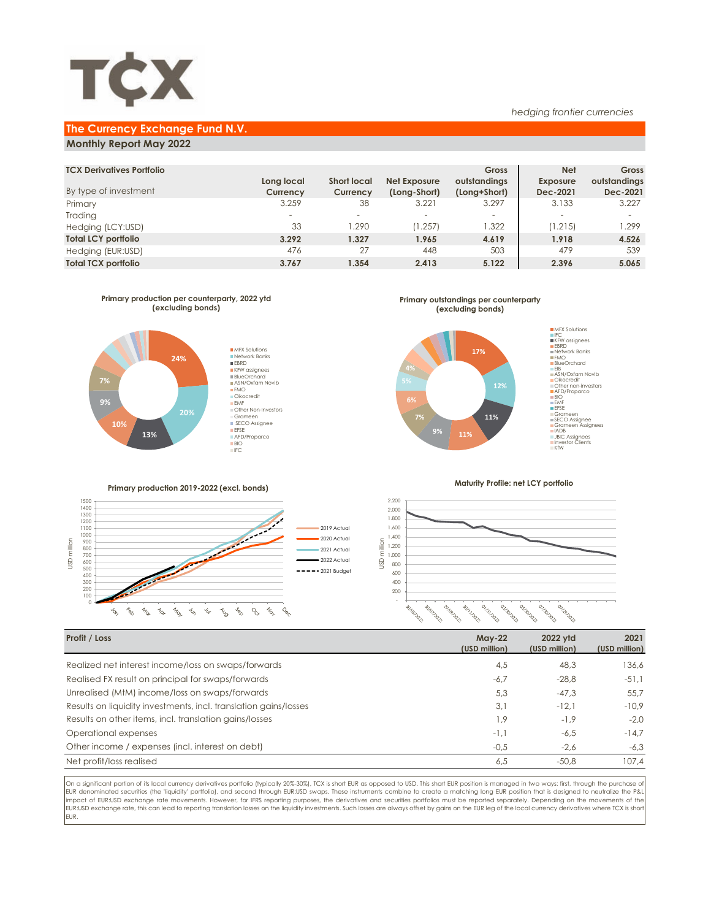TCX

*hedging frontier currencies*

# The Currency Exchange Fund N.V.

## Monthly Report May 2022

| TCX Derivatives Portfolio<br>By type of investment | Long local Currency | Short local Currency | Net Exposure (Long-Short) | Gross outstandings (Long+Short) | Net Exposure Dec-2021 | Gross outstandings Dec-2021 |
|---|---|---|---|---|---|---|
| Primary | 3.259 | 38 | 3.221 | 3.297 | 3.133 | 3.227 |
| Trading | - | - | - | - | - | - |
| Hedging (LCY:USD) | 33 | 1.290 | (1.257) | 1.322 | (1.215) | 1.299 |
| **Total LCY portfolio** | **3.292** | **1.327** | **1.965** | **4.619** | **1.918** | **4.526** |
| Hedging (EUR:USD) | 476 | 27 | 448 | 503 | 479 | 539 |
| **Total TCX portfolio** | **3.767** | **1.354** | **2.413** | **5.122** | **2.396** | **5.065** |

**Primary production per counterparty, 2022 ytd (excluding bonds)**

24%
20%
13%
10%
9%
7%

MFX Solutions
Network Banks
EBRD
KFW assignees
BlueOrchard
ASN/Oxfam Novib
FMO
Oikocredit
EMF
Other Non-Investors
Grameen
SECO Assignee
EFSE
AFD/Proparco
BIO
IFC

**Primary outstandings per counterparty (excluding bonds)**

17%
12%
11%
11%
9%
7%
6%
5%
4%

MFX Solutions
IFC
KFW assignees
EBRD
Network Banks
FMO
BlueOrchard
EIB
ASN/Oxfam Novib
Oikocredit
Other non-investors
AFD/Proparco
BIO
EMF
EFSE
Grameen
SECO Assignee
Grameen Assignees
IADB
JBIC Assignees
Investor Clients
KfW

**Primary production 2019-2022 (excl. bonds)**

USD million
0
100
200
300
400
500
600
700
800
900
1000
1100
1200
1300
1400
1500

Jan
Feb
Mar
Apr
May
Jun
Jul
Aug
Sep
Oct
Nov
Dec

2019 Actual
2020 Actual
2021 Actual
2022 Actual
2021 Budget

**Maturity Profile: net LCY portfolio**

USD million
-
200
400
600
800
1.000
1.200
1.400
1.600
1.800
2.000
2.200

30/05/2022
30/07/2022
29/09/2022
30/11/2022
01/31/2023
03/30/2023
05/30/2023
07/30/2023
09/29/2023

| Profit / Loss | May-22 (USD million) | 2022 ytd (USD million) | 2021 (USD million) |
|---|---|---|---|
| Realized net interest income/loss on swaps/forwards | 4,5 | 48,3 | 136,6 |
| Realised FX result on principal for swaps/forwards | -6,7 | -28,8 | -51,1 |
| Unrealised (MtM) income/loss on swaps/forwards | 5,3 | -47,3 | 55,7 |
| Results on liquidity investments, incl. translation gains/losses | 3,1 | -12,1 | -10,9 |
| Results on other items, incl. translation gains/losses | 1,9 | -1,9 | -2,0 |
| Operational expenses | -1,1 | -6,5 | -14,7 |
| Other income / expenses (incl. interest on debt) | -0,5 | -2,6 | -6,3 |
| Net profit/loss realised | 6,5 | -50,8 | 107,4 |

On a significant portion of its local currency derivatives portfolio (typically 20%-30%), TCX is short EUR as opposed to USD. This short EUR position is managed in two ways: first, through the purchase of EUR denominated securities (the 'liquidity' portfolio), and second through EUR:USD swaps. These instruments combine to create a matching long EUR position that is designed to neutralize the P&L impact of EUR:USD exchange rate movements. However, for IFRS reporting purposes, the derivatives and securities portfolios must be reported separately. Depending on the movements of the EUR:USD exchange rate, this can lead to reporting translation losses on the liquidity investments. Such losses are always offset by gains on the EUR leg of the local currency derivatives where TCX is short EUR.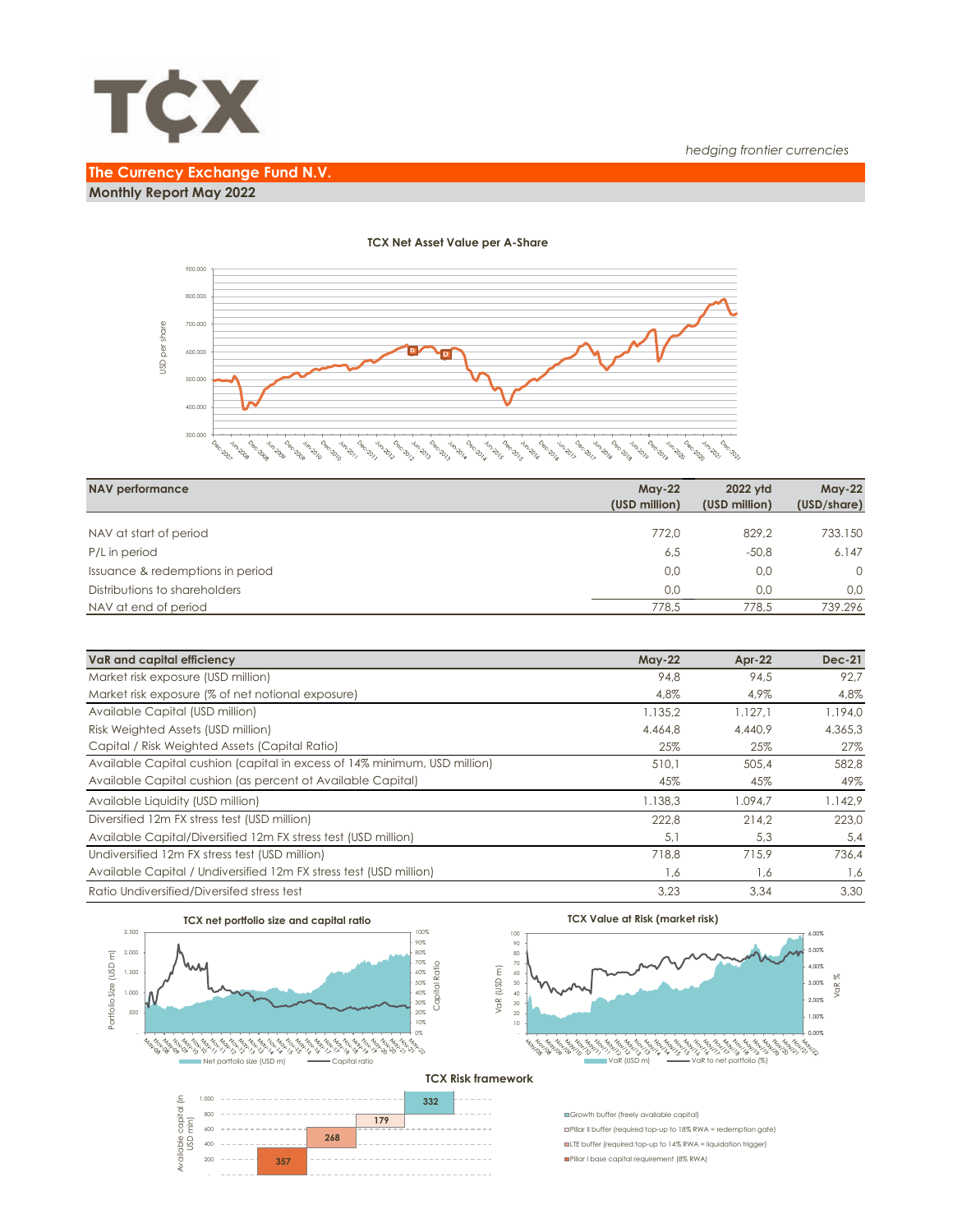# The Currency Exchange Fund N.V.

## Monthly Report May 2022

*hedging frontier currencies*

**TCX Net Asset Value per A-Share**

USD per share

900.000
800.000
700.000
600.000
500.000
400.000
300.000

D
D

Dec-2007, Jun-2008, Dec-2008, Jun-2009, Dec-2009, Jun-2010, Dec-2010, Jun-2011, Dec-2011, Jun-2012, Dec-2012, Jun-2013, Dec-2013, Jun-2014, Dec-2014, Jun-2015, Dec-2015, Jun-2016, Dec-2016, Jun-2017, Dec-2017, Jun-2018, Dec-2018, Jun-2019, Dec-2019, Jun-2020, Dec-2020, Jun-2021, Dec-2021

| NAV performance | May-22 (USD million) | 2022 ytd (USD million) | May-22 (USD/share) |
|---|---|---|---|
| NAV at start of period | 772,0 | 829,2 | 733.150 |
| P/L in period | 6,5 | -50,8 | 6.147 |
| Issuance & redemptions in period | 0,0 | 0,0 | 0 |
| Distributions to shareholders | 0,0 | 0,0 | 0,0 |
| NAV at end of period | 778,5 | 778,5 | 739.296 |

| VaR and capital efficiency | May-22 | Apr-22 | Dec-21 |
|---|---|---|---|
| Market risk exposure (USD million) | 94,8 | 94,5 | 92,7 |
| Market risk exposure (% of net notional exposure) | 4,8% | 4,9% | 4,8% |
| Available Capital (USD million) | 1.135,2 | 1.127,1 | 1.194,0 |
| Risk Weighted Assets (USD million) | 4.464,8 | 4.440,9 | 4.365,3 |
| Capital / Risk Weighted Assets (Capital Ratio) | 25% | 25% | 27% |
| Available Capital cushion (capital in excess of 14% minimum, USD million) | 510,1 | 505,4 | 582,8 |
| Available Capital cushion (as percent of Available Capital) | 45% | 45% | 49% |
| Available Liquidity (USD million) | 1.138,3 | 1.094,7 | 1.142,9 |
| Diversified 12m FX stress test (USD million) | 222,8 | 214,2 | 223,0 |
| Available Capital/Diversified 12m FX stress test (USD million) | 5,1 | 5,3 | 5,4 |
| Undiversified 12m FX stress test (USD million) | 718,8 | 715,9 | 736,4 |
| Available Capital / Undiversified 12m FX stress test (USD million) | 1,6 | 1,6 | 1,6 |
| Ratio Undiversified/Diversifed stress test | 3,23 | 3,34 | 3,30 |

**TCX net portfolio size and capital ratio**

Portfolio Size (USD m): 2.500, 2.000, 1.500, 1.000, 500

Capital Ratio: 100%, 90%, 80%, 70%, 60%, 50%, 40%, 30%, 20%, 10%, 0%

Net portfolio size (USD m) — Capital ratio

**TCX Value at Risk (market risk)**

VaR (USD m): 100, 90, 80, 70, 60, 50, 40, 30, 20, 10

VaR %: 6,00%, 5,00%, 4,00%, 3,00%, 2,00%, 1,00%, 0,00%

VaR (USD m) — VaR to net portfolio (%)

**TCX Risk framework**

Available capital (in USD mln): 1.000, 800, 600, 400, 200

357
268
179
332

Growth buffer (freely available capital)
Pillar II buffer (required top-up to 18% RWA = redemption gate)
LTE buffer (required top-up to 14% RWA = liquidation trigger)
Pillar I base capital requirement (8% RWA)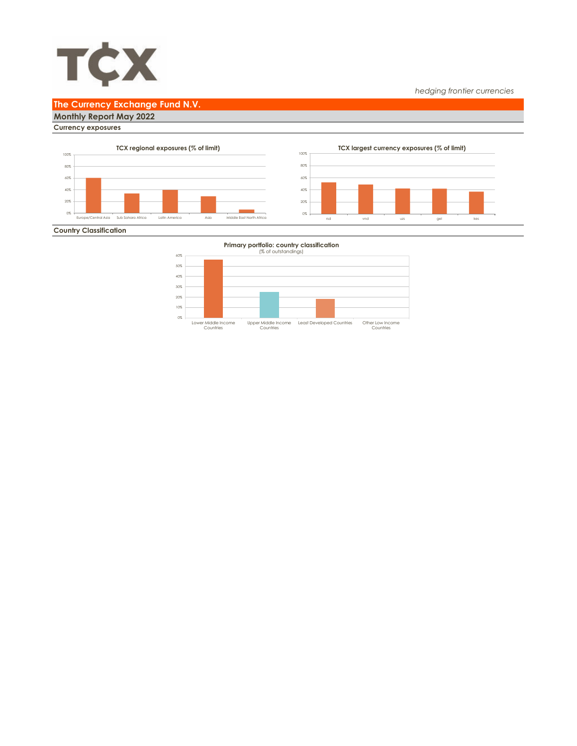TCX

*hedging frontier currencies*

# The Currency Exchange Fund N.V.

## Monthly Report May 2022

### Currency exposures

**TCX regional exposures (% of limit)**

100%
80%
60%
40%
20%
0%

Europe/Central Asia
Sub Sahara Africa
Latin America
Asia
Middle East North Africa

**TCX largest currency exposures (% of limit)**

100%
80%
60%
40%
20%
0%

rsd
vnd
uzs
gel
kes

### Country Classification

**Primary portfolio: country classification**
(% of outstandings)

60%
50%
40%
30%
20%
10%
0%

Lower Middle Income Countries
Upper Middle Income Countries
Least Developed Countries
Other Low Income Countries